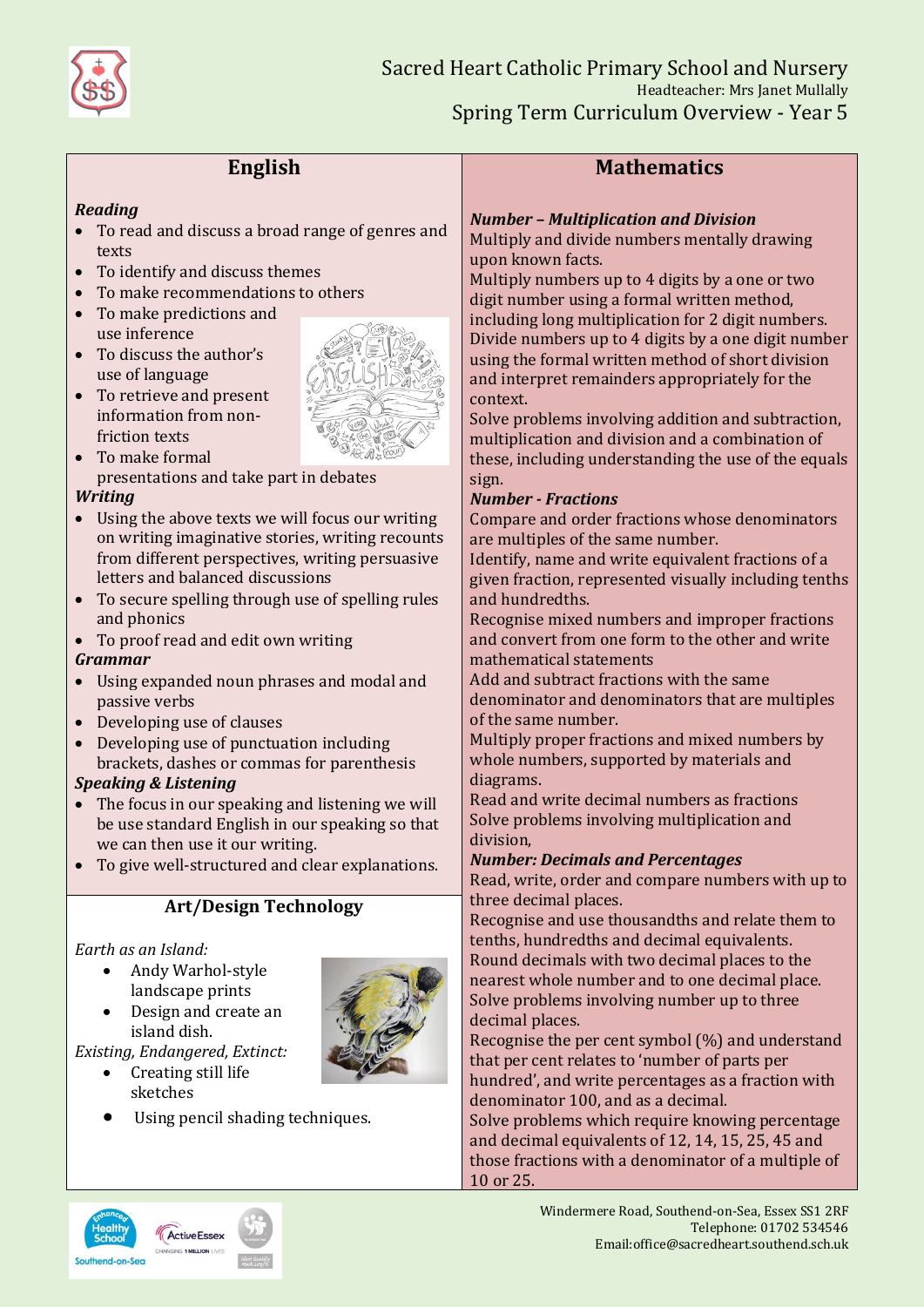# Sacred Heart Catholic Primary School and Nursery

Headteacher: Mrs Janet Mullally

## Spring Term Curriculum Overview - Year 5

## English

***Reading***

- To read and discuss a broad range of genres and texts
- To identify and discuss themes
- To make recommendations to others
- To make predictions and use inference
- To discuss the author's use of language
- To retrieve and present information from non-friction texts
- To make formal presentations and take part in debates

***Writing***

- Using the above texts we will focus our writing on writing imaginative stories, writing recounts from different perspectives, writing persuasive letters and balanced discussions
- To secure spelling through use of spelling rules and phonics
- To proof read and edit own writing

***Grammar***

- Using expanded noun phrases and modal and passive verbs
- Developing use of clauses
- Developing use of punctuation including brackets, dashes or commas for parenthesis

***Speaking & Listening***

- The focus in our speaking and listening we will be use standard English in our speaking so that we can then use it our writing.
- To give well-structured and clear explanations.

## Art/Design Technology

*Earth as an Island:*

- Andy Warhol-style landscape prints
- Design and create an island dish.

*Existing, Endangered, Extinct:*

- Creating still life sketches
- Using pencil shading techniques.

## Mathematics

***Number – Multiplication and Division***

Multiply and divide numbers mentally drawing upon known facts.

Multiply numbers up to 4 digits by a one or two digit number using a formal written method, including long multiplication for 2 digit numbers.

Divide numbers up to 4 digits by a one digit number using the formal written method of short division and interpret remainders appropriately for the context.

Solve problems involving addition and subtraction, multiplication and division and a combination of these, including understanding the use of the equals sign.

***Number - Fractions***

Compare and order fractions whose denominators are multiples of the same number.

Identify, name and write equivalent fractions of a given fraction, represented visually including tenths and hundredths.

Recognise mixed numbers and improper fractions and convert from one form to the other and write mathematical statements

Add and subtract fractions with the same denominator and denominators that are multiples of the same number.

Multiply proper fractions and mixed numbers by whole numbers, supported by materials and diagrams.

Read and write decimal numbers as fractions

Solve problems involving multiplication and division,

***Number: Decimals and Percentages***

Read, write, order and compare numbers with up to three decimal places.

Recognise and use thousandths and relate them to tenths, hundredths and decimal equivalents.

Round decimals with two decimal places to the nearest whole number and to one decimal place.

Solve problems involving number up to three decimal places.

Recognise the per cent symbol (%) and understand that per cent relates to 'number of parts per hundred', and write percentages as a fraction with denominator 100, and as a decimal.

Solve problems which require knowing percentage and decimal equivalents of 12, 14, 15, 25, 45 and those fractions with a denominator of a multiple of 10 or 25.

Windermere Road, Southend-on-Sea, Essex SS1 2RF
Telephone: 01702 534546
Email: office@sacredheart.southend.sch.uk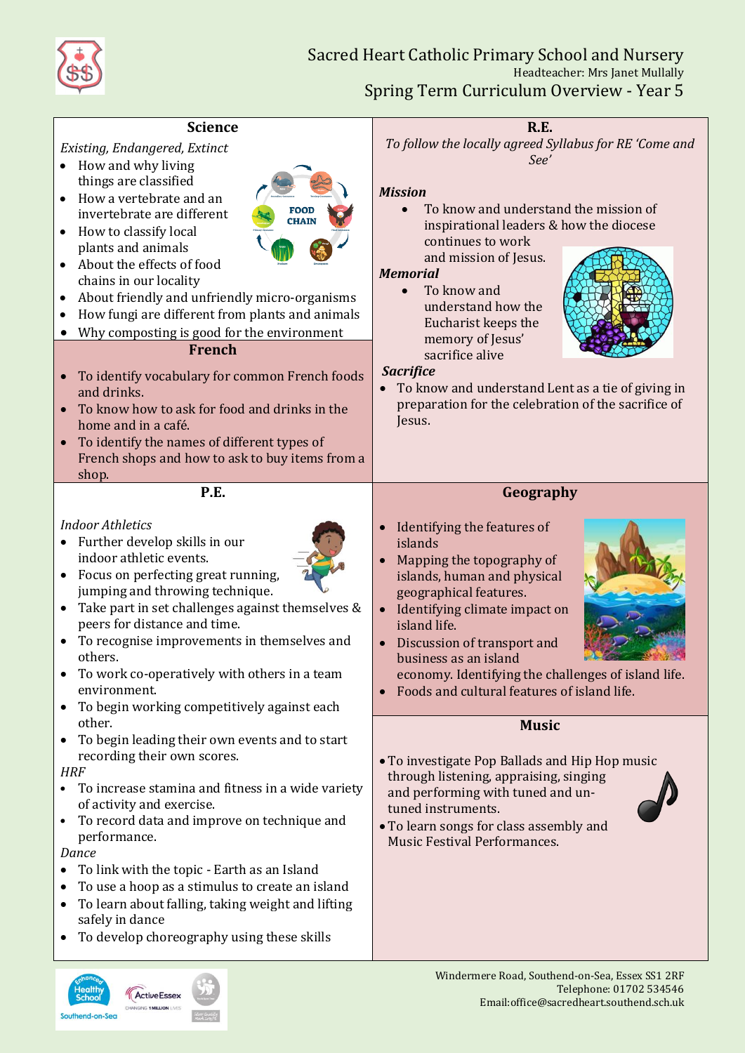# Sacred Heart Catholic Primary School and Nursery

Headteacher: Mrs Janet Mullally

## Spring Term Curriculum Overview - Year 5

### Science

*Existing, Endangered, Extinct*

- How and why living things are classified
- How a vertebrate and an invertebrate are different
- How to classify local plants and animals
- About the effects of food chains in our locality
- About friendly and unfriendly micro-organisms
- How fungi are different from plants and animals
- Why composting is good for the environment

### French

- To identify vocabulary for common French foods and drinks.
- To know how to ask for food and drinks in the home and in a café.
- To identify the names of different types of French shops and how to ask to buy items from a shop.

### P.E.

*Indoor Athletics*

- Further develop skills in our indoor athletic events.
- Focus on perfecting great running, jumping and throwing technique.
- Take part in set challenges against themselves & peers for distance and time.
- To recognise improvements in themselves and others.
- To work co-operatively with others in a team environment.
- To begin working competitively against each other.
- To begin leading their own events and to start recording their own scores.

*HRF*

- To increase stamina and fitness in a wide variety of activity and exercise.
- To record data and improve on technique and performance.

*Dance*

- To link with the topic - Earth as an Island
- To use a hoop as a stimulus to create an island
- To learn about falling, taking weight and lifting safely in dance
- To develop choreography using these skills

### R.E.

*To follow the locally agreed Syllabus for RE 'Come and See'*

***Mission***

- To know and understand the mission of inspirational leaders & how the diocese continues to work and mission of Jesus.

***Memorial***

- To know and understand how the Eucharist keeps the memory of Jesus' sacrifice alive

***Sacrifice***

- To know and understand Lent as a tie of giving in preparation for the celebration of the sacrifice of Jesus.

### Geography

- Identifying the features of islands
- Mapping the topography of islands, human and physical geographical features.
- Identifying climate impact on island life.
- Discussion of transport and business as an island economy. Identifying the challenges of island life.
- Foods and cultural features of island life.

### Music

- To investigate Pop Ballads and Hip Hop music through listening, appraising, singing and performing with tuned and un-tuned instruments.
- To learn songs for class assembly and Music Festival Performances.

Windermere Road, Southend-on-Sea, Essex SS1 2RF
Telephone: 01702 534546
Email:office@sacredheart.southend.sch.uk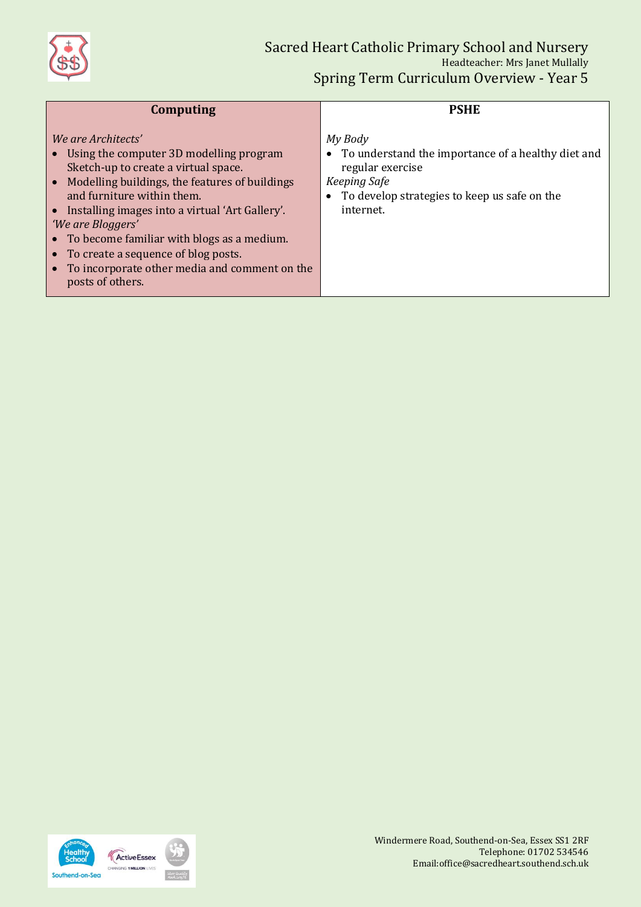| Computing | PSHE |
|---|---|
| *We are Architects'*<br>• Using the computer 3D modelling program Sketch-up to create a virtual space.<br>• Modelling buildings, the features of buildings and furniture within them.<br>• Installing images into a virtual 'Art Gallery'.<br>*'We are Bloggers'*<br>• To become familiar with blogs as a medium.<br>• To create a sequence of blog posts.<br>• To incorporate other media and comment on the posts of others. | *My Body*<br>• To understand the importance of a healthy diet and regular exercise<br>*Keeping Safe*<br>• To develop strategies to keep us safe on the internet. |